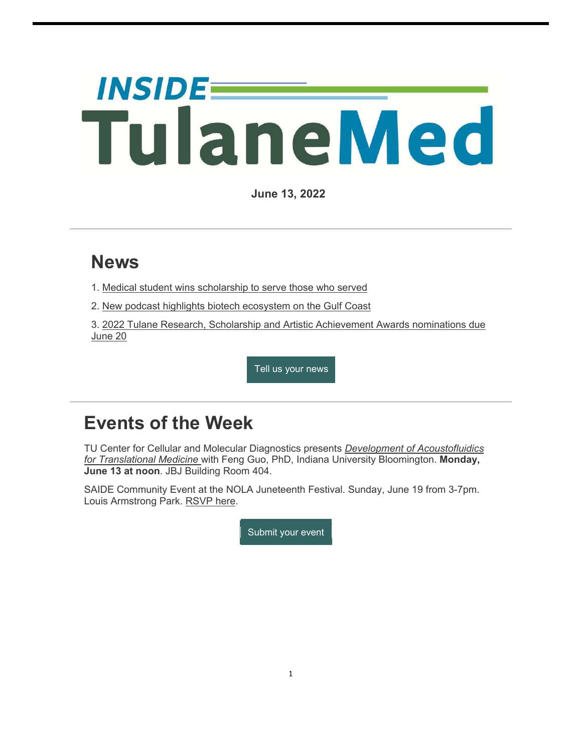# INSIDE TulaneMed

**June 13, 2022**

## News

1. Medical student wins scholarship to serve those who served
2. New podcast highlights biotech ecosystem on the Gulf Coast
3. 2022 Tulane Research, Scholarship and Artistic Achievement Awards nominations due June 20

Tell us your news

## Events of the Week

TU Center for Cellular and Molecular Diagnostics presents *Development of Acoustofluidics for Translational Medicine* with Feng Guo, PhD, Indiana University Bloomington. **Monday, June 13 at noon**. JBJ Building Room 404.

SAIDE Community Event at the NOLA Juneteenth Festival. Sunday, June 19 from 3-7pm. Louis Armstrong Park. RSVP here.

Submit your event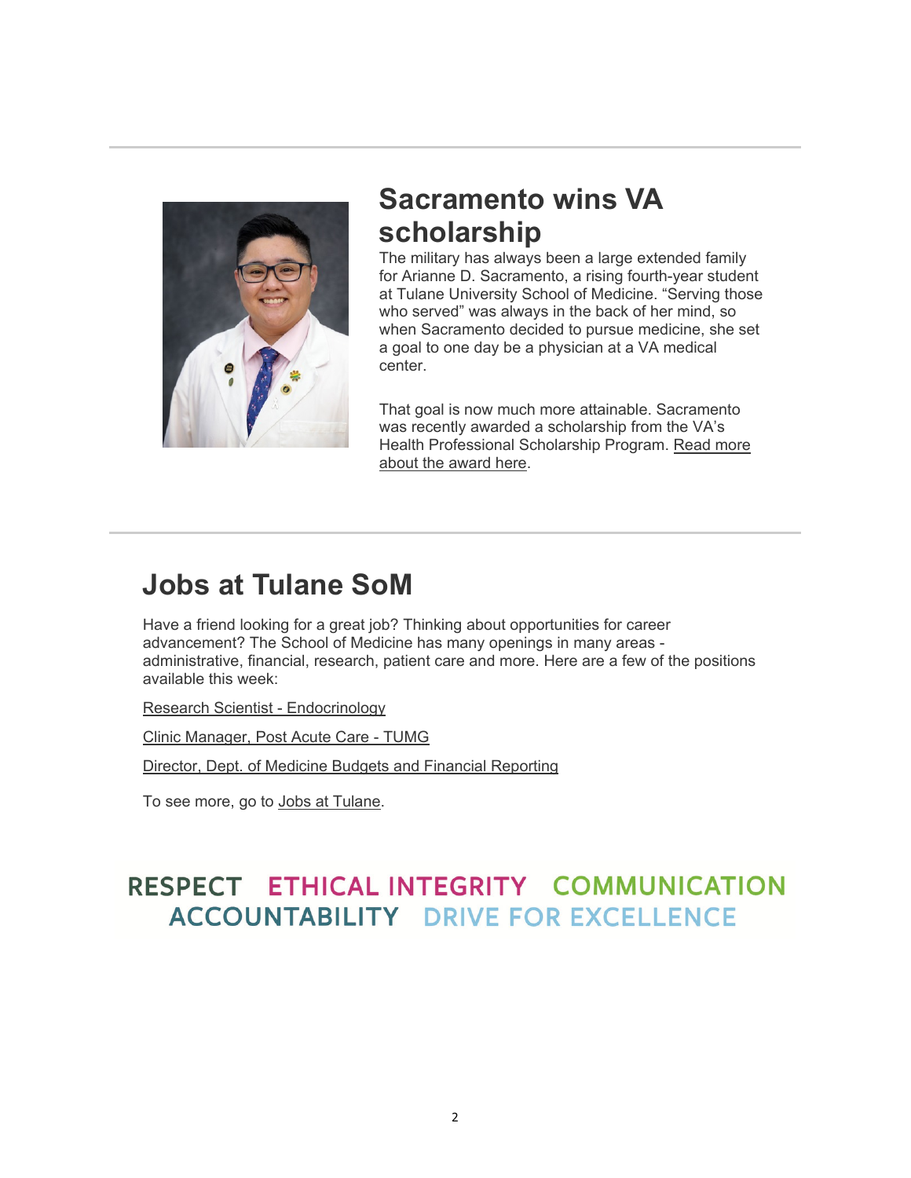## Sacramento wins VA scholarship

The military has always been a large extended family for Arianne D. Sacramento, a rising fourth-year student at Tulane University School of Medicine. "Serving those who served" was always in the back of her mind, so when Sacramento decided to pursue medicine, she set a goal to one day be a physician at a VA medical center.

That goal is now much more attainable. Sacramento was recently awarded a scholarship from the VA's Health Professional Scholarship Program. Read more about the award here.

## Jobs at Tulane SoM

Have a friend looking for a great job? Thinking about opportunities for career advancement? The School of Medicine has many openings in many areas - administrative, financial, research, patient care and more. Here are a few of the positions available this week:

Research Scientist - Endocrinology

Clinic Manager, Post Acute Care - TUMG

Director, Dept. of Medicine Budgets and Financial Reporting

To see more, go to Jobs at Tulane.

RESPECT ETHICAL INTEGRITY COMMUNICATION
ACCOUNTABILITY DRIVE FOR EXCELLENCE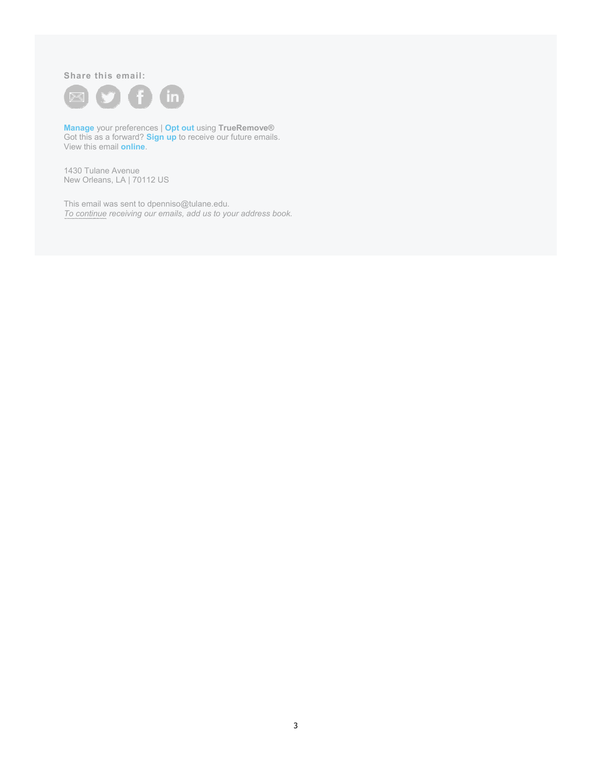**Share this email:**

**Manage** your preferences | **Opt out** using **TrueRemove®**
Got this as a forward? **Sign up** to receive our future emails.
View this email **online**.

1430 Tulane Avenue
New Orleans, LA | 70112 US

This email was sent to dpenniso@tulane.edu.
*To continue receiving our emails, add us to your address book.*